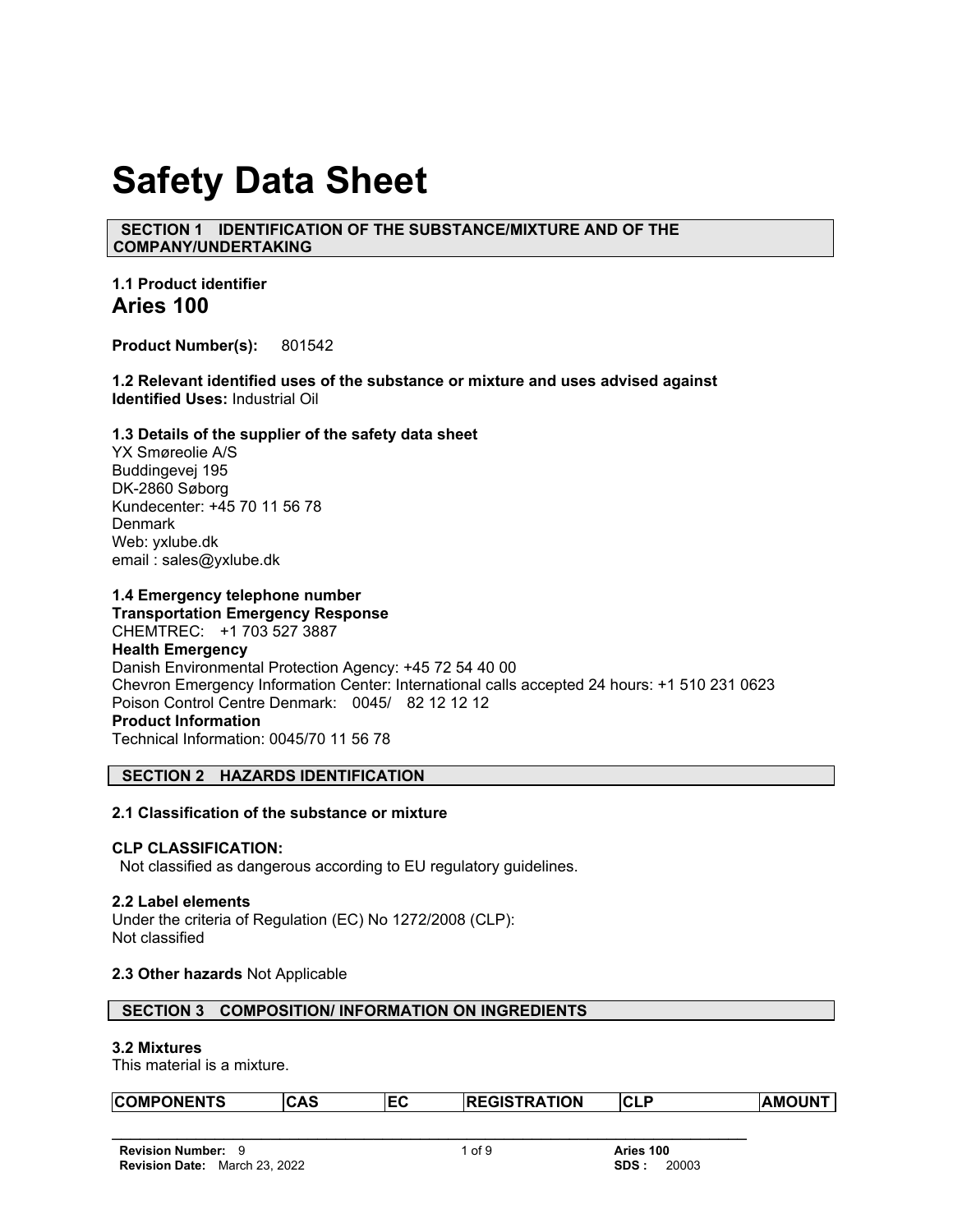# Safety Data Sheet

## SECTION 1 IDENTIFICATION OF THE SUBSTANCE/MIXTURE AND OF THE COMPANY/UNDERTAKING

### 1.1 Product identifier

**Aries 100**

**Product Number(s):** 801542

### 1.2 Relevant identified uses of the substance or mixture and uses advised against

**Identified Uses:** Industrial Oil

### 1.3 Details of the supplier of the safety data sheet

YX Smøreolie A/S
Buddingevej 195
DK-2860 Søborg
Kundecenter: +45 70 11 56 78
Denmark
Web: yxlube.dk
email : sales@yxlube.dk

### 1.4 Emergency telephone number

**Transportation Emergency Response**
CHEMTREC: +1 703 527 3887
**Health Emergency**
Danish Environmental Protection Agency: +45 72 54 40 00
Chevron Emergency Information Center: International calls accepted 24 hours: +1 510 231 0623
Poison Control Centre Denmark: 0045/ 82 12 12 12
**Product Information**
Technical Information: 0045/70 11 56 78

## SECTION 2 HAZARDS IDENTIFICATION

### 2.1 Classification of the substance or mixture

**CLP CLASSIFICATION:**
Not classified as dangerous according to EU regulatory guidelines.

### 2.2 Label elements

Under the criteria of Regulation (EC) No 1272/2008 (CLP):
Not classified

**2.3 Other hazards** Not Applicable

## SECTION 3 COMPOSITION/ INFORMATION ON INGREDIENTS

### 3.2 Mixtures

This material is a mixture.

| COMPONENTS | CAS | EC | REGISTRATION | CLP | AMOUNT |
| --- | --- | --- | --- | --- | --- |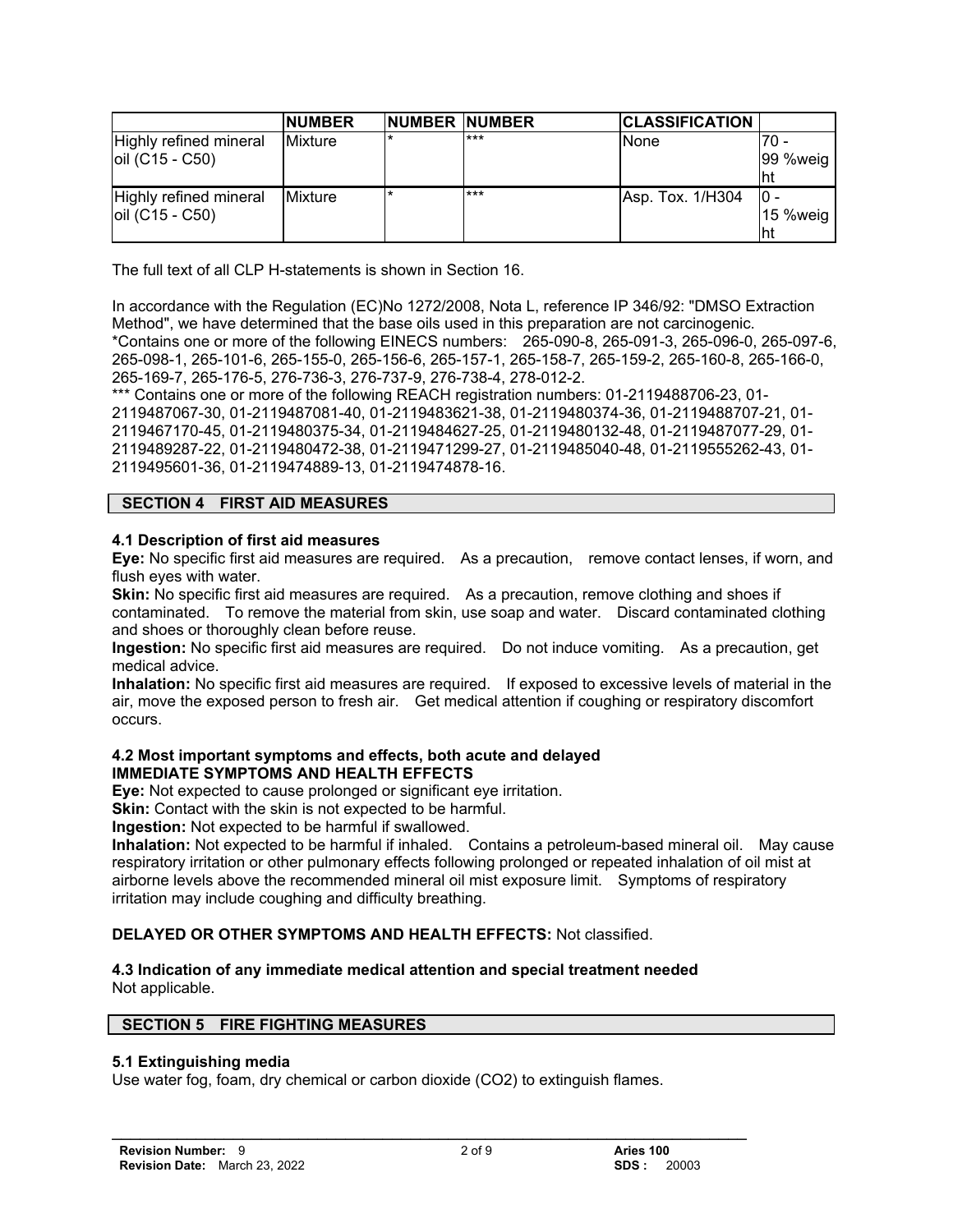| | NUMBER | NUMBER | NUMBER | CLASSIFICATION | |
|---|---|---|---|---|---|
| Highly refined mineral oil (C15 - C50) | Mixture | * | *** | None | 70 - 99 %weight |
| Highly refined mineral oil (C15 - C50) | Mixture | * | *** | Asp. Tox. 1/H304 | 0 - 15 %weight |

The full text of all CLP H-statements is shown in Section 16.

In accordance with the Regulation (EC)No 1272/2008, Nota L, reference IP 346/92: "DMSO Extraction Method", we have determined that the base oils used in this preparation are not carcinogenic.
*Contains one or more of the following EINECS numbers: 265-090-8, 265-091-3, 265-096-0, 265-097-6, 265-098-1, 265-101-6, 265-155-0, 265-156-6, 265-157-1, 265-158-7, 265-159-2, 265-160-8, 265-166-0, 265-169-7, 265-176-5, 276-736-3, 276-737-9, 276-738-4, 278-012-2.
*** Contains one or more of the following REACH registration numbers: 01-2119488706-23, 01-2119487067-30, 01-2119487081-40, 01-2119483621-38, 01-2119480374-36, 01-2119488707-21, 01-2119467170-45, 01-2119480375-34, 01-2119484627-25, 01-2119480132-48, 01-2119487077-29, 01-2119489287-22, 01-2119480472-38, 01-2119471299-27, 01-2119485040-48, 01-2119555262-43, 01-2119495601-36, 01-2119474889-13, 01-2119474878-16.

## SECTION 4 FIRST AID MEASURES

### 4.1 Description of first aid measures

**Eye:** No specific first aid measures are required. As a precaution, remove contact lenses, if worn, and flush eyes with water.
**Skin:** No specific first aid measures are required. As a precaution, remove clothing and shoes if contaminated. To remove the material from skin, use soap and water. Discard contaminated clothing and shoes or thoroughly clean before reuse.
**Ingestion:** No specific first aid measures are required. Do not induce vomiting. As a precaution, get medical advice.
**Inhalation:** No specific first aid measures are required. If exposed to excessive levels of material in the air, move the exposed person to fresh air. Get medical attention if coughing or respiratory discomfort occurs.

### 4.2 Most important symptoms and effects, both acute and delayed

**IMMEDIATE SYMPTOMS AND HEALTH EFFECTS**

**Eye:** Not expected to cause prolonged or significant eye irritation.
**Skin:** Contact with the skin is not expected to be harmful.
**Ingestion:** Not expected to be harmful if swallowed.
**Inhalation:** Not expected to be harmful if inhaled. Contains a petroleum-based mineral oil. May cause respiratory irritation or other pulmonary effects following prolonged or repeated inhalation of oil mist at airborne levels above the recommended mineral oil mist exposure limit. Symptoms of respiratory irritation may include coughing and difficulty breathing.

**DELAYED OR OTHER SYMPTOMS AND HEALTH EFFECTS:** Not classified.

### 4.3 Indication of any immediate medical attention and special treatment needed

Not applicable.

## SECTION 5 FIRE FIGHTING MEASURES

### 5.1 Extinguishing media

Use water fog, foam, dry chemical or carbon dioxide ($CO_2$) to extinguish flames.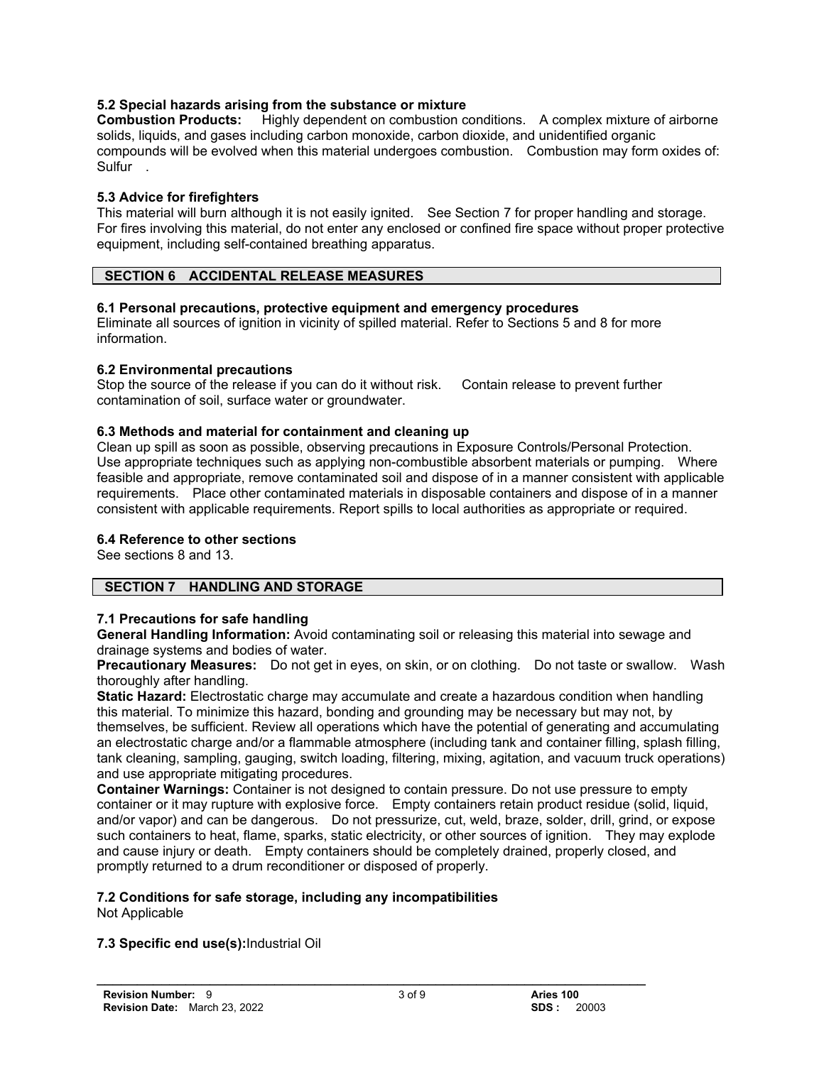### 5.2 Special hazards arising from the substance or mixture

**Combustion Products:** Highly dependent on combustion conditions. A complex mixture of airborne solids, liquids, and gases including carbon monoxide, carbon dioxide, and unidentified organic compounds will be evolved when this material undergoes combustion. Combustion may form oxides of: Sulfur .

### 5.3 Advice for firefighters

This material will burn although it is not easily ignited. See Section 7 for proper handling and storage. For fires involving this material, do not enter any enclosed or confined fire space without proper protective equipment, including self-contained breathing apparatus.

## SECTION 6 ACCIDENTAL RELEASE MEASURES

### 6.1 Personal precautions, protective equipment and emergency procedures

Eliminate all sources of ignition in vicinity of spilled material. Refer to Sections 5 and 8 for more information.

### 6.2 Environmental precautions

Stop the source of the release if you can do it without risk. Contain release to prevent further contamination of soil, surface water or groundwater.

### 6.3 Methods and material for containment and cleaning up

Clean up spill as soon as possible, observing precautions in Exposure Controls/Personal Protection. Use appropriate techniques such as applying non-combustible absorbent materials or pumping. Where feasible and appropriate, remove contaminated soil and dispose of in a manner consistent with applicable requirements. Place other contaminated materials in disposable containers and dispose of in a manner consistent with applicable requirements. Report spills to local authorities as appropriate or required.

### 6.4 Reference to other sections

See sections 8 and 13.

## SECTION 7 HANDLING AND STORAGE

### 7.1 Precautions for safe handling

**General Handling Information:** Avoid contaminating soil or releasing this material into sewage and drainage systems and bodies of water.

**Precautionary Measures:** Do not get in eyes, on skin, or on clothing. Do not taste or swallow. Wash thoroughly after handling.

**Static Hazard:** Electrostatic charge may accumulate and create a hazardous condition when handling this material. To minimize this hazard, bonding and grounding may be necessary but may not, by themselves, be sufficient. Review all operations which have the potential of generating and accumulating an electrostatic charge and/or a flammable atmosphere (including tank and container filling, splash filling, tank cleaning, sampling, gauging, switch loading, filtering, mixing, agitation, and vacuum truck operations) and use appropriate mitigating procedures.

**Container Warnings:** Container is not designed to contain pressure. Do not use pressure to empty container or it may rupture with explosive force. Empty containers retain product residue (solid, liquid, and/or vapor) and can be dangerous. Do not pressurize, cut, weld, braze, solder, drill, grind, or expose such containers to heat, flame, sparks, static electricity, or other sources of ignition. They may explode and cause injury or death. Empty containers should be completely drained, properly closed, and promptly returned to a drum reconditioner or disposed of properly.

### 7.2 Conditions for safe storage, including any incompatibilities

Not Applicable

### 7.3 Specific end use(s):Industrial Oil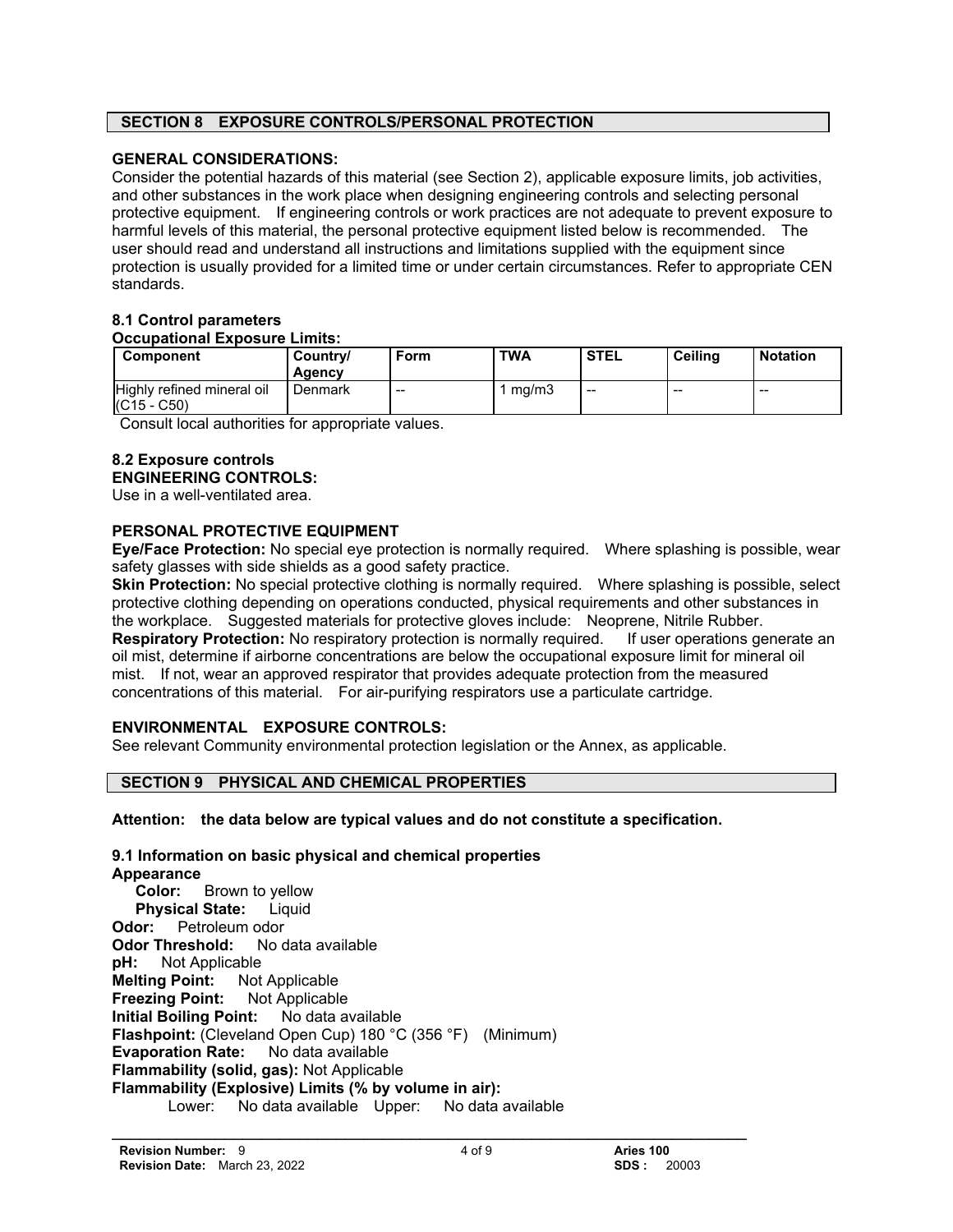## SECTION 8 EXPOSURE CONTROLS/PERSONAL PROTECTION

**GENERAL CONSIDERATIONS:**
Consider the potential hazards of this material (see Section 2), applicable exposure limits, job activities, and other substances in the work place when designing engineering controls and selecting personal protective equipment. If engineering controls or work practices are not adequate to prevent exposure to harmful levels of this material, the personal protective equipment listed below is recommended. The user should read and understand all instructions and limitations supplied with the equipment since protection is usually provided for a limited time or under certain circumstances. Refer to appropriate CEN standards.

### 8.1 Control parameters

**Occupational Exposure Limits:**

| Component | Country/ Agency | Form | TWA | STEL | Ceiling | Notation |
|---|---|---|---|---|---|---|
| Highly refined mineral oil (C15 - C50) | Denmark | -- | 1 mg/m3 | -- | -- | -- |

Consult local authorities for appropriate values.

### 8.2 Exposure controls

**ENGINEERING CONTROLS:**
Use in a well-ventilated area.

**PERSONAL PROTECTIVE EQUIPMENT**

**Eye/Face Protection:** No special eye protection is normally required. Where splashing is possible, wear safety glasses with side shields as a good safety practice.

**Skin Protection:** No special protective clothing is normally required. Where splashing is possible, select protective clothing depending on operations conducted, physical requirements and other substances in the workplace. Suggested materials for protective gloves include: Neoprene, Nitrile Rubber.

**Respiratory Protection:** No respiratory protection is normally required. If user operations generate an oil mist, determine if airborne concentrations are below the occupational exposure limit for mineral oil mist. If not, wear an approved respirator that provides adequate protection from the measured concentrations of this material. For air-purifying respirators use a particulate cartridge.

**ENVIRONMENTAL EXPOSURE CONTROLS:**
See relevant Community environmental protection legislation or the Annex, as applicable.

## SECTION 9 PHYSICAL AND CHEMICAL PROPERTIES

**Attention: the data below are typical values and do not constitute a specification.**

### 9.1 Information on basic physical and chemical properties

**Appearance**
**Color:** Brown to yellow
**Physical State:** Liquid
**Odor:** Petroleum odor
**Odor Threshold:** No data available
**pH:** Not Applicable
**Melting Point:** Not Applicable
**Freezing Point:** Not Applicable
**Initial Boiling Point:** No data available
**Flashpoint:** (Cleveland Open Cup) 180 °C (356 °F) (Minimum)
**Evaporation Rate:** No data available
**Flammability (solid, gas):** Not Applicable
**Flammability (Explosive) Limits (% by volume in air):**
Lower: No data available Upper: No data available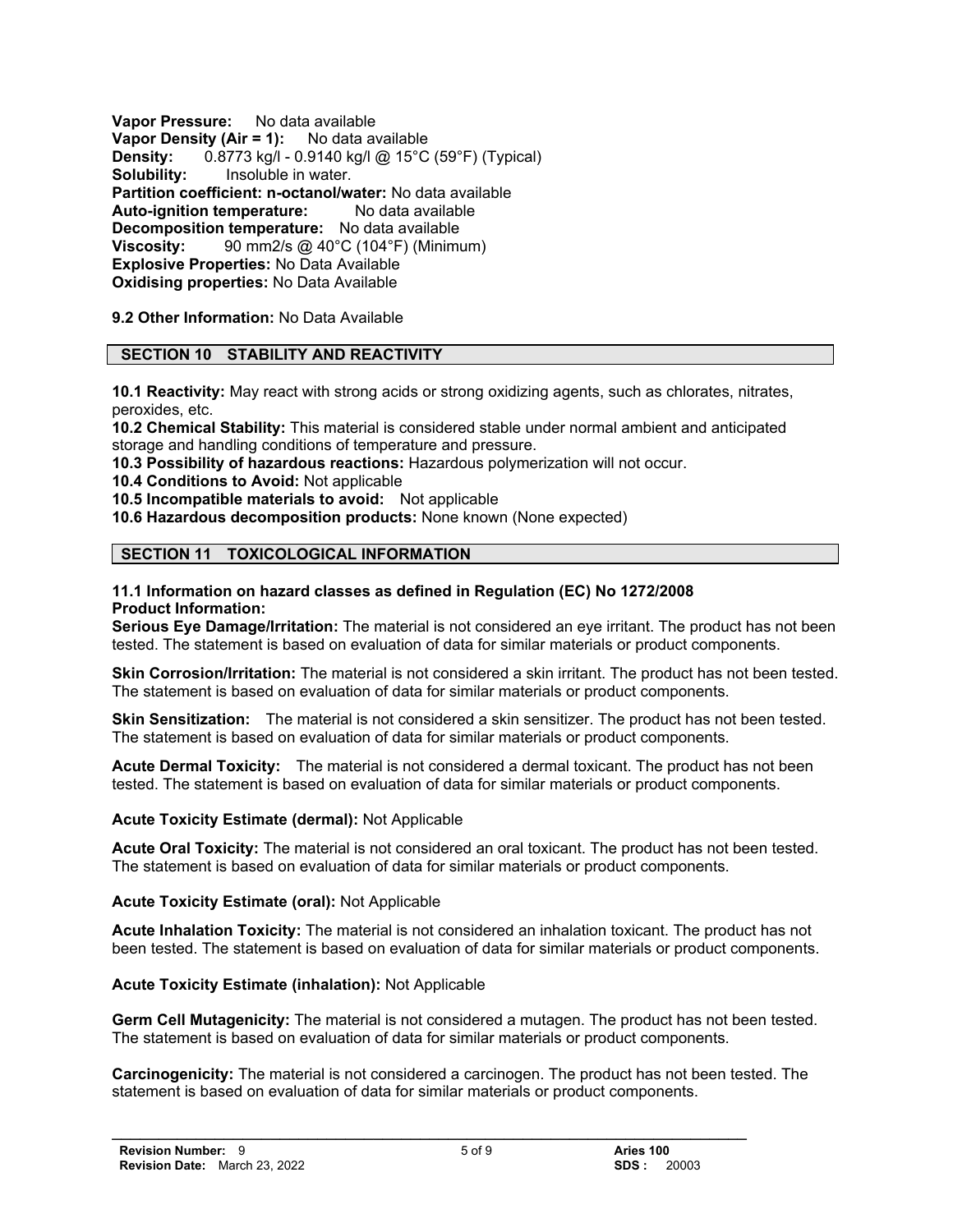**Vapor Pressure:** No data available
**Vapor Density (Air = 1):** No data available
**Density:** 0.8773 kg/l - 0.9140 kg/l @ 15°C (59°F) (Typical)
**Solubility:** Insoluble in water.
**Partition coefficient: n-octanol/water:** No data available
**Auto-ignition temperature:** No data available
**Decomposition temperature:** No data available
**Viscosity:** 90 mm2/s @ 40°C (104°F) (Minimum)
**Explosive Properties:** No Data Available
**Oxidising properties:** No Data Available

**9.2 Other Information:** No Data Available

## SECTION 10 STABILITY AND REACTIVITY

**10.1 Reactivity:** May react with strong acids or strong oxidizing agents, such as chlorates, nitrates, peroxides, etc.
**10.2 Chemical Stability:** This material is considered stable under normal ambient and anticipated storage and handling conditions of temperature and pressure.
**10.3 Possibility of hazardous reactions:** Hazardous polymerization will not occur.
**10.4 Conditions to Avoid:** Not applicable
**10.5 Incompatible materials to avoid:** Not applicable
**10.6 Hazardous decomposition products:** None known (None expected)

## SECTION 11 TOXICOLOGICAL INFORMATION

### 11.1 Information on hazard classes as defined in Regulation (EC) No 1272/2008

**Product Information:**

**Serious Eye Damage/Irritation:** The material is not considered an eye irritant. The product has not been tested. The statement is based on evaluation of data for similar materials or product components.

**Skin Corrosion/Irritation:** The material is not considered a skin irritant. The product has not been tested. The statement is based on evaluation of data for similar materials or product components.

**Skin Sensitization:** The material is not considered a skin sensitizer. The product has not been tested. The statement is based on evaluation of data for similar materials or product components.

**Acute Dermal Toxicity:** The material is not considered a dermal toxicant. The product has not been tested. The statement is based on evaluation of data for similar materials or product components.

**Acute Toxicity Estimate (dermal):** Not Applicable

**Acute Oral Toxicity:** The material is not considered an oral toxicant. The product has not been tested. The statement is based on evaluation of data for similar materials or product components.

**Acute Toxicity Estimate (oral):** Not Applicable

**Acute Inhalation Toxicity:** The material is not considered an inhalation toxicant. The product has not been tested. The statement is based on evaluation of data for similar materials or product components.

**Acute Toxicity Estimate (inhalation):** Not Applicable

**Germ Cell Mutagenicity:** The material is not considered a mutagen. The product has not been tested. The statement is based on evaluation of data for similar materials or product components.

**Carcinogenicity:** The material is not considered a carcinogen. The product has not been tested. The statement is based on evaluation of data for similar materials or product components.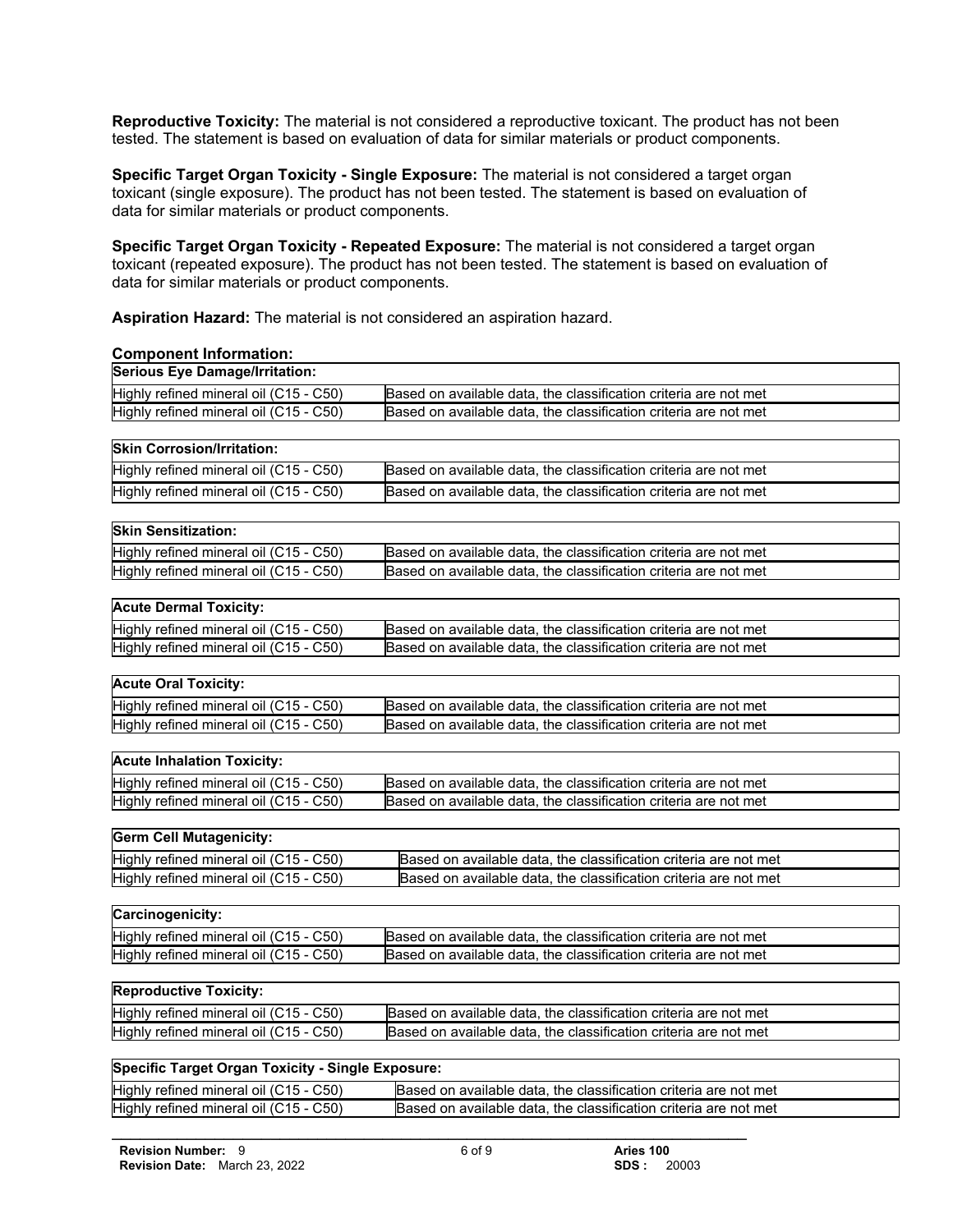**Reproductive Toxicity:** The material is not considered a reproductive toxicant. The product has not been tested. The statement is based on evaluation of data for similar materials or product components.

**Specific Target Organ Toxicity - Single Exposure:** The material is not considered a target organ toxicant (single exposure). The product has not been tested. The statement is based on evaluation of data for similar materials or product components.

**Specific Target Organ Toxicity - Repeated Exposure:** The material is not considered a target organ toxicant (repeated exposure). The product has not been tested. The statement is based on evaluation of data for similar materials or product components.

**Aspiration Hazard:** The material is not considered an aspiration hazard.

**Component Information:**

| **Serious Eye Damage/Irritation:** | |
|---|---|
| Highly refined mineral oil (C15 - C50) | Based on available data, the classification criteria are not met |
| Highly refined mineral oil (C15 - C50) | Based on available data, the classification criteria are not met |

| **Skin Corrosion/Irritation:** | |
|---|---|
| Highly refined mineral oil (C15 - C50) | Based on available data, the classification criteria are not met |
| Highly refined mineral oil (C15 - C50) | Based on available data, the classification criteria are not met |

| **Skin Sensitization:** | |
|---|---|
| Highly refined mineral oil (C15 - C50) | Based on available data, the classification criteria are not met |
| Highly refined mineral oil (C15 - C50) | Based on available data, the classification criteria are not met |

| **Acute Dermal Toxicity:** | |
|---|---|
| Highly refined mineral oil (C15 - C50) | Based on available data, the classification criteria are not met |
| Highly refined mineral oil (C15 - C50) | Based on available data, the classification criteria are not met |

| **Acute Oral Toxicity:** | |
|---|---|
| Highly refined mineral oil (C15 - C50) | Based on available data, the classification criteria are not met |
| Highly refined mineral oil (C15 - C50) | Based on available data, the classification criteria are not met |

| **Acute Inhalation Toxicity:** | |
|---|---|
| Highly refined mineral oil (C15 - C50) | Based on available data, the classification criteria are not met |
| Highly refined mineral oil (C15 - C50) | Based on available data, the classification criteria are not met |

| **Germ Cell Mutagenicity:** | |
|---|---|
| Highly refined mineral oil (C15 - C50) | Based on available data, the classification criteria are not met |
| Highly refined mineral oil (C15 - C50) | Based on available data, the classification criteria are not met |

| **Carcinogenicity:** | |
|---|---|
| Highly refined mineral oil (C15 - C50) | Based on available data, the classification criteria are not met |
| Highly refined mineral oil (C15 - C50) | Based on available data, the classification criteria are not met |

| **Reproductive Toxicity:** | |
|---|---|
| Highly refined mineral oil (C15 - C50) | Based on available data, the classification criteria are not met |
| Highly refined mineral oil (C15 - C50) | Based on available data, the classification criteria are not met |

| **Specific Target Organ Toxicity - Single Exposure:** | |
|---|---|
| Highly refined mineral oil (C15 - C50) | Based on available data, the classification criteria are not met |
| Highly refined mineral oil (C15 - C50) | Based on available data, the classification criteria are not met |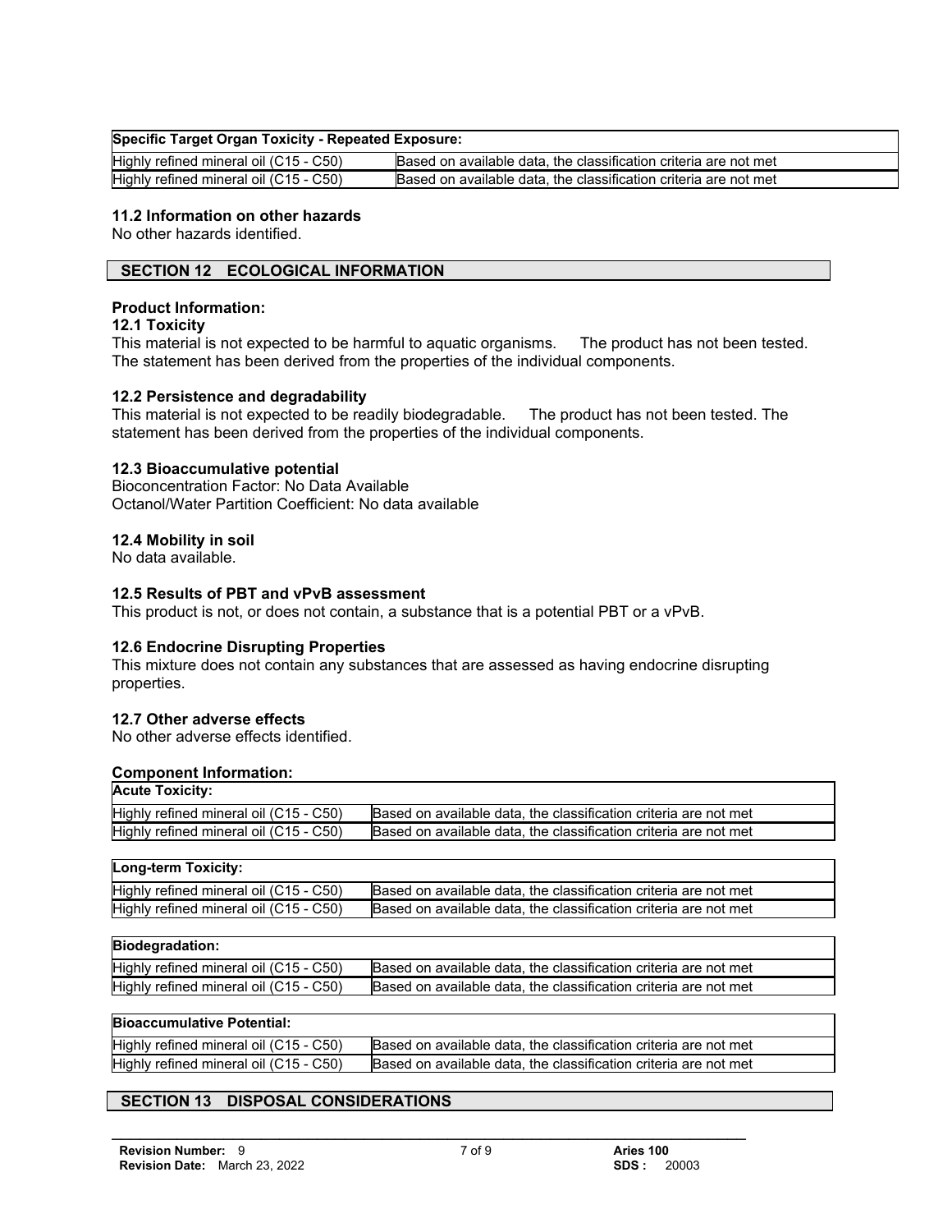| Specific Target Organ Toxicity - Repeated Exposure: | |
|---|---|
| Highly refined mineral oil (C15 - C50) | Based on available data, the classification criteria are not met |
| Highly refined mineral oil (C15 - C50) | Based on available data, the classification criteria are not met |

### 11.2 Information on other hazards

No other hazards identified.

## SECTION 12 ECOLOGICAL INFORMATION

### Product Information:

**12.1 Toxicity**

This material is not expected to be harmful to aquatic organisms. The product has not been tested. The statement has been derived from the properties of the individual components.

**12.2 Persistence and degradability**

This material is not expected to be readily biodegradable. The product has not been tested. The statement has been derived from the properties of the individual components.

**12.3 Bioaccumulative potential**

Bioconcentration Factor: No Data Available
Octanol/Water Partition Coefficient: No data available

**12.4 Mobility in soil**

No data available.

**12.5 Results of PBT and vPvB assessment**

This product is not, or does not contain, a substance that is a potential PBT or a vPvB.

**12.6 Endocrine Disrupting Properties**

This mixture does not contain any substances that are assessed as having endocrine disrupting properties.

**12.7 Other adverse effects**

No other adverse effects identified.

### Component Information:

| Acute Toxicity: | |
|---|---|
| Highly refined mineral oil (C15 - C50) | Based on available data, the classification criteria are not met |
| Highly refined mineral oil (C15 - C50) | Based on available data, the classification criteria are not met |

| Long-term Toxicity: | |
|---|---|
| Highly refined mineral oil (C15 - C50) | Based on available data, the classification criteria are not met |
| Highly refined mineral oil (C15 - C50) | Based on available data, the classification criteria are not met |

| Biodegradation: | |
|---|---|
| Highly refined mineral oil (C15 - C50) | Based on available data, the classification criteria are not met |
| Highly refined mineral oil (C15 - C50) | Based on available data, the classification criteria are not met |

| Bioaccumulative Potential: | |
|---|---|
| Highly refined mineral oil (C15 - C50) | Based on available data, the classification criteria are not met |
| Highly refined mineral oil (C15 - C50) | Based on available data, the classification criteria are not met |

## SECTION 13 DISPOSAL CONSIDERATIONS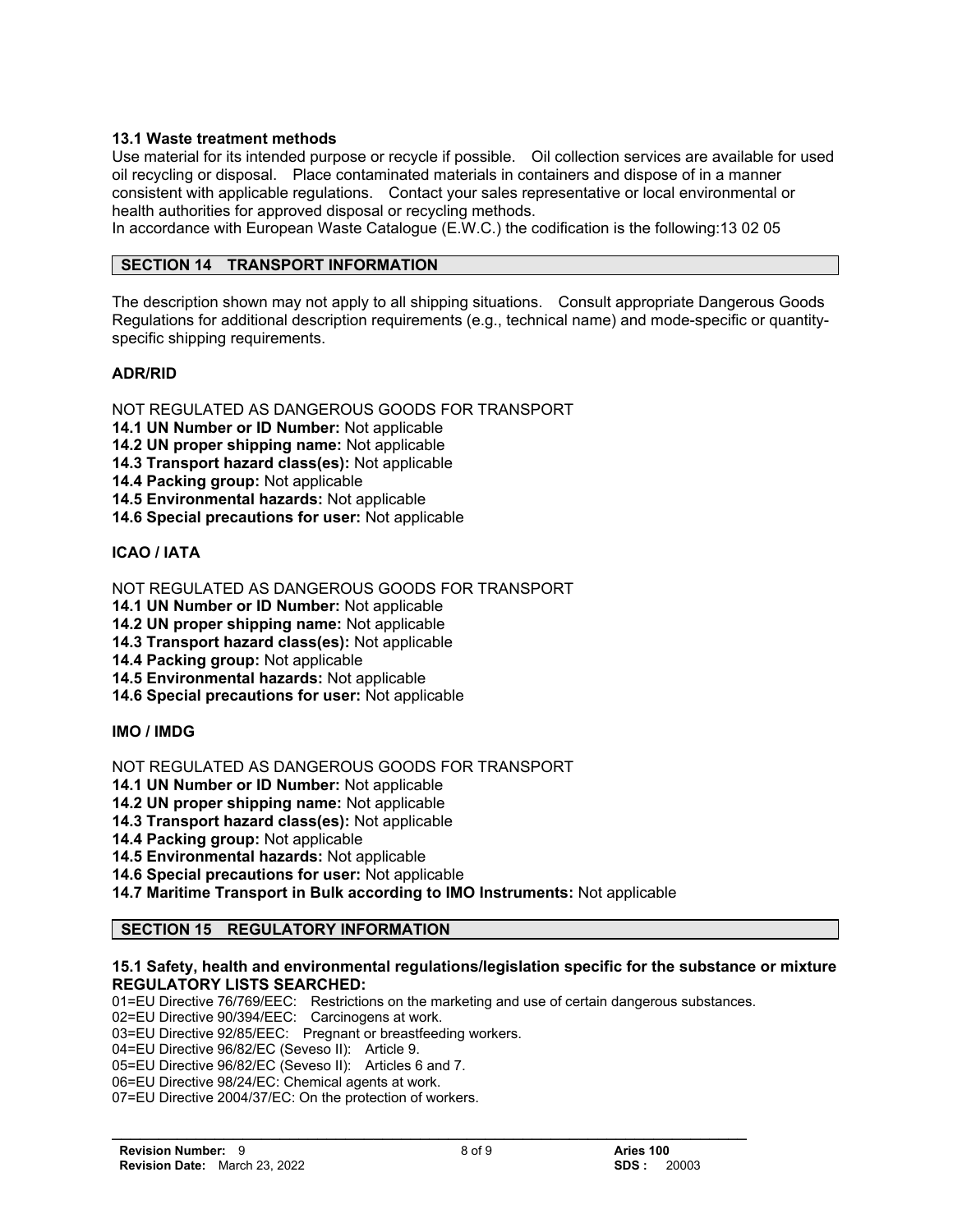### 13.1 Waste treatment methods

Use material for its intended purpose or recycle if possible. Oil collection services are available for used oil recycling or disposal. Place contaminated materials in containers and dispose of in a manner consistent with applicable regulations. Contact your sales representative or local environmental or health authorities for approved disposal or recycling methods.

In accordance with European Waste Catalogue (E.W.C.) the codification is the following:13 02 05

## SECTION 14 TRANSPORT INFORMATION

The description shown may not apply to all shipping situations. Consult appropriate Dangerous Goods Regulations for additional description requirements (e.g., technical name) and mode-specific or quantity-specific shipping requirements.

### ADR/RID

NOT REGULATED AS DANGEROUS GOODS FOR TRANSPORT

**14.1 UN Number or ID Number:** Not applicable
**14.2 UN proper shipping name:** Not applicable
**14.3 Transport hazard class(es):** Not applicable
**14.4 Packing group:** Not applicable
**14.5 Environmental hazards:** Not applicable
**14.6 Special precautions for user:** Not applicable

### ICAO / IATA

NOT REGULATED AS DANGEROUS GOODS FOR TRANSPORT

**14.1 UN Number or ID Number:** Not applicable
**14.2 UN proper shipping name:** Not applicable
**14.3 Transport hazard class(es):** Not applicable
**14.4 Packing group:** Not applicable
**14.5 Environmental hazards:** Not applicable
**14.6 Special precautions for user:** Not applicable

### IMO / IMDG

NOT REGULATED AS DANGEROUS GOODS FOR TRANSPORT

**14.1 UN Number or ID Number:** Not applicable
**14.2 UN proper shipping name:** Not applicable
**14.3 Transport hazard class(es):** Not applicable
**14.4 Packing group:** Not applicable
**14.5 Environmental hazards:** Not applicable
**14.6 Special precautions for user:** Not applicable
**14.7 Maritime Transport in Bulk according to IMO Instruments:** Not applicable

## SECTION 15 REGULATORY INFORMATION

### 15.1 Safety, health and environmental regulations/legislation specific for the substance or mixture
**REGULATORY LISTS SEARCHED:**

01=EU Directive 76/769/EEC: Restrictions on the marketing and use of certain dangerous substances.
02=EU Directive 90/394/EEC: Carcinogens at work.
03=EU Directive 92/85/EEC: Pregnant or breastfeeding workers.
04=EU Directive 96/82/EC (Seveso II): Article 9.
05=EU Directive 96/82/EC (Seveso II): Articles 6 and 7.
06=EU Directive 98/24/EC: Chemical agents at work.
07=EU Directive 2004/37/EC: On the protection of workers.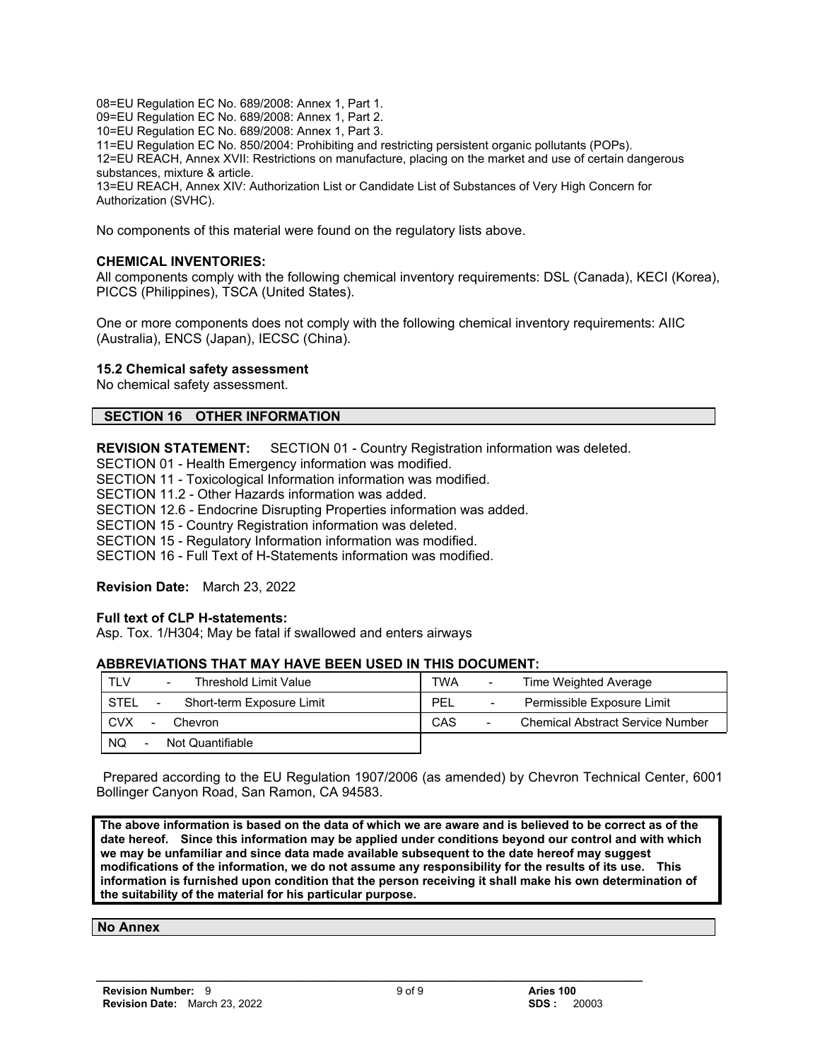08=EU Regulation EC No. 689/2008: Annex 1, Part 1.
09=EU Regulation EC No. 689/2008: Annex 1, Part 2.
10=EU Regulation EC No. 689/2008: Annex 1, Part 3.
11=EU Regulation EC No. 850/2004: Prohibiting and restricting persistent organic pollutants (POPs).
12=EU REACH, Annex XVII: Restrictions on manufacture, placing on the market and use of certain dangerous substances, mixture & article.
13=EU REACH, Annex XIV: Authorization List or Candidate List of Substances of Very High Concern for Authorization (SVHC).

No components of this material were found on the regulatory lists above.

**CHEMICAL INVENTORIES:**
All components comply with the following chemical inventory requirements: DSL (Canada), KECI (Korea), PICCS (Philippines), TSCA (United States).

One or more components does not comply with the following chemical inventory requirements: AIIC (Australia), ENCS (Japan), IECSC (China).

**15.2 Chemical safety assessment**
No chemical safety assessment.

## SECTION 16 OTHER INFORMATION

**REVISION STATEMENT:** SECTION 01 - Country Registration information was deleted.
SECTION 01 - Health Emergency information was modified.
SECTION 11 - Toxicological Information information was modified.
SECTION 11.2 - Other Hazards information was added.
SECTION 12.6 - Endocrine Disrupting Properties information was added.
SECTION 15 - Country Registration information was deleted.
SECTION 15 - Regulatory Information information was modified.
SECTION 16 - Full Text of H-Statements information was modified.

**Revision Date:** March 23, 2022

**Full text of CLP H-statements:**
Asp. Tox. 1/H304; May be fatal if swallowed and enters airways

**ABBREVIATIONS THAT MAY HAVE BEEN USED IN THIS DOCUMENT:**

| | |
|---|---|
| TLV - Threshold Limit Value | TWA - Time Weighted Average |
| STEL - Short-term Exposure Limit | PEL - Permissible Exposure Limit |
| CVX - Chevron | CAS - Chemical Abstract Service Number |
| NQ - Not Quantifiable | |

Prepared according to the EU Regulation 1907/2006 (as amended) by Chevron Technical Center, 6001 Bollinger Canyon Road, San Ramon, CA 94583.

**The above information is based on the data of which we are aware and is believed to be correct as of the date hereof. Since this information may be applied under conditions beyond our control and with which we may be unfamiliar and since data made available subsequent to the date hereof may suggest modifications of the information, we do not assume any responsibility for the results of its use. This information is furnished upon condition that the person receiving it shall make his own determination of the suitability of the material for his particular purpose.**

**No Annex**